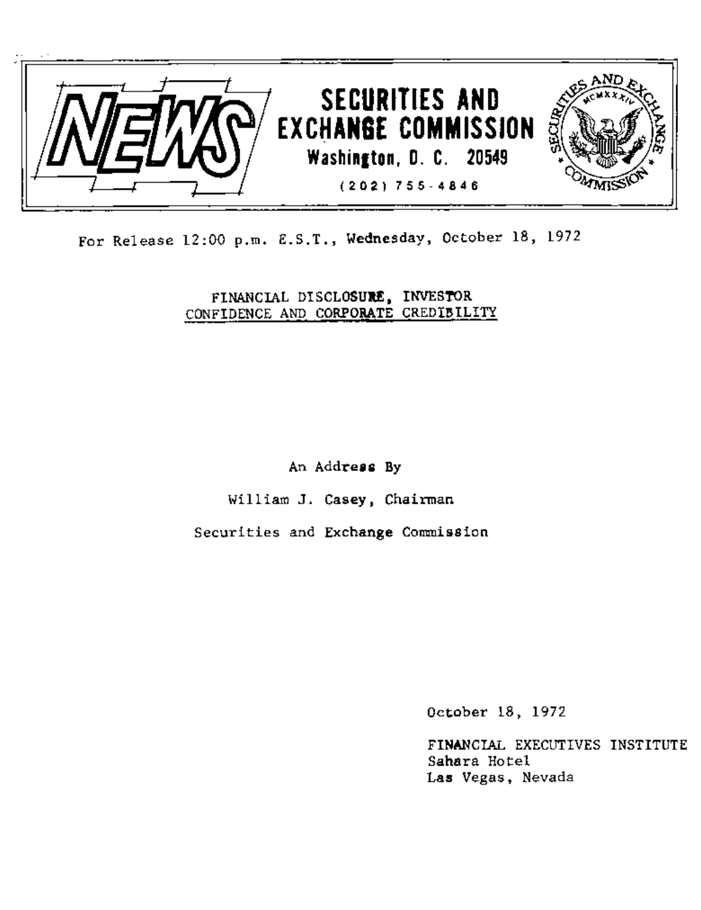# NEWS

**SECURITIES AND EXCHANGE COMMISSION**
**Washington, D. C. 20549**
**(202) 755-4846**

For Release 12:00 p.m. E.S.T., Wednesday, October 18, 1972

## FINANCIAL DISCLOSURE, INVESTOR CONFIDENCE AND CORPORATE CREDIBILITY

An Address By

William J. Casey, Chairman

Securities and Exchange Commission

October 18, 1972

FINANCIAL EXECUTIVES INSTITUTE
Sahara Hotel
Las Vegas, Nevada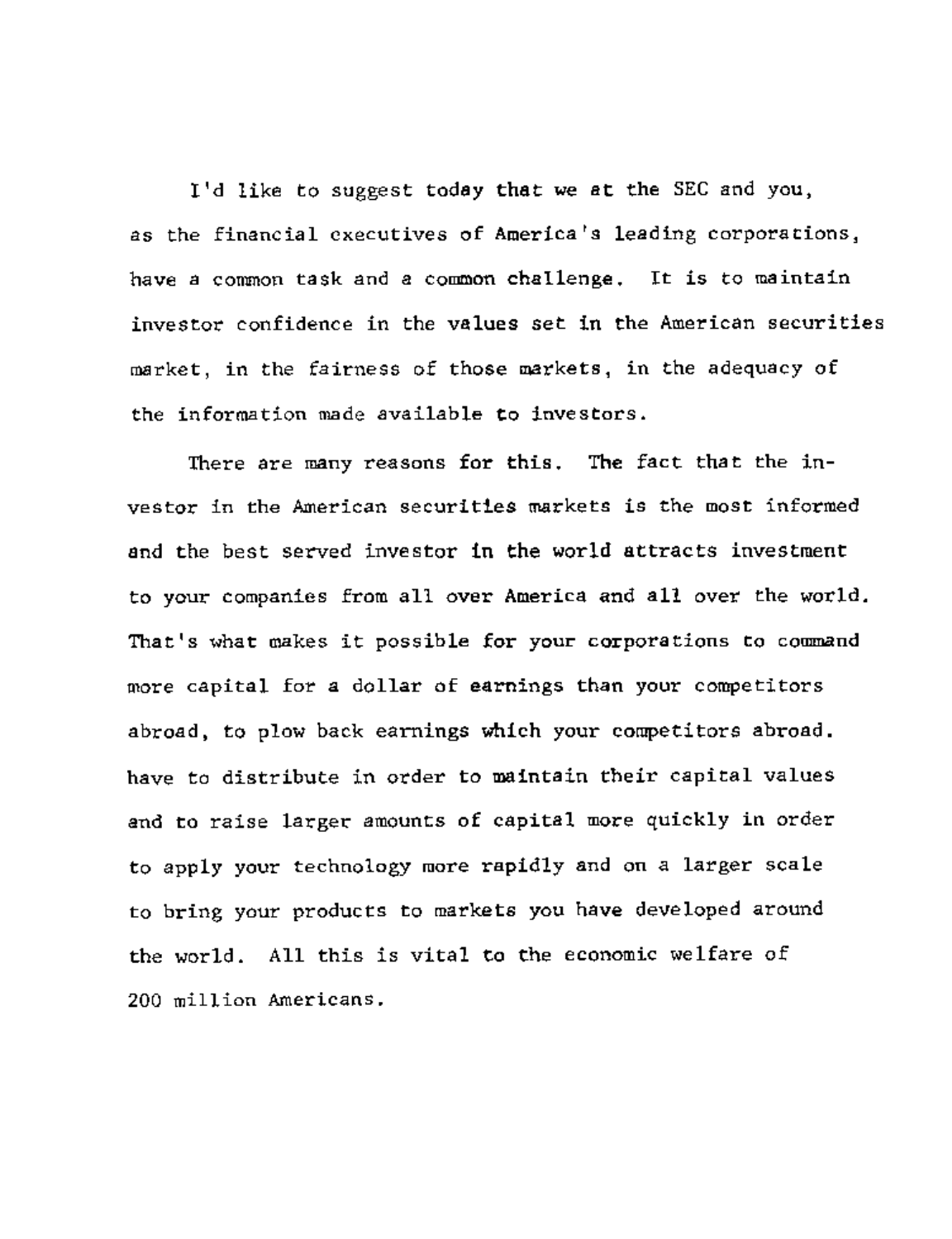I'd like to suggest today that we at the SEC and you, as the financial executives of America's leading corporations, have a common task and a common challenge. It is to maintain investor confidence in the values set in the American securities market, in the fairness of those markets, in the adequacy of the information made available to investors.

There are many reasons for this. The fact that the investor in the American securities markets is the most informed and the best served investor in the world attracts investment to your companies from all over America and all over the world. That's what makes it possible for your corporations to command more capital for a dollar of earnings than your competitors abroad, to plow back earnings which your competitors abroad. have to distribute in order to maintain their capital values and to raise larger amounts of capital more quickly in order to apply your technology more rapidly and on a larger scale to bring your products to markets you have developed around the world. All this is vital to the economic welfare of 200 million Americans.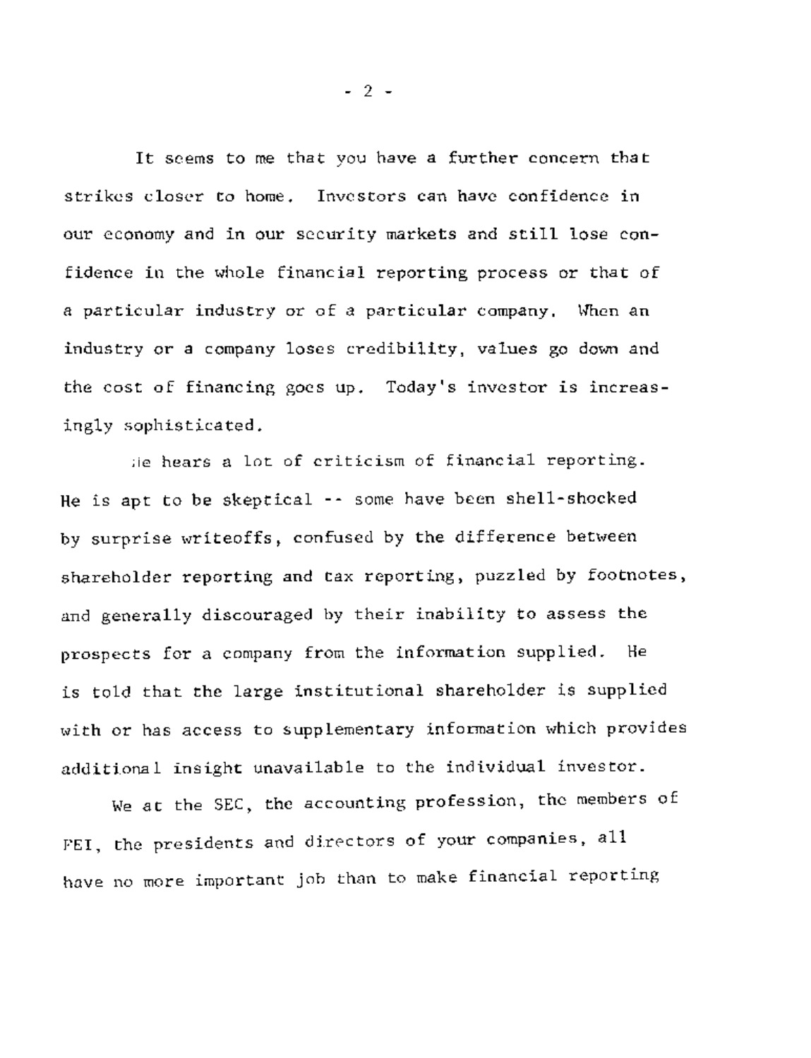It seems to me that you have a further concern that strikes closer to home. Investors can have confidence in our economy and in our security markets and still lose confidence in the whole financial reporting process or that of a particular industry or of a particular company. When an industry or a company loses credibility, values go down and the cost of financing goes up. Today's investor is increasingly sophisticated.

He hears a lot of criticism of financial reporting. He is apt to be skeptical -- some have been shell-shocked by surprise writeoffs, confused by the difference between shareholder reporting and tax reporting, puzzled by footnotes, and generally discouraged by their inability to assess the prospects for a company from the information supplied. He is told that the large institutional shareholder is supplied with or has access to supplementary information which provides additional insight unavailable to the individual investor.

We at the SEC, the accounting profession, the members of FEI, the presidents and directors of your companies, all have no more important job than to make financial reporting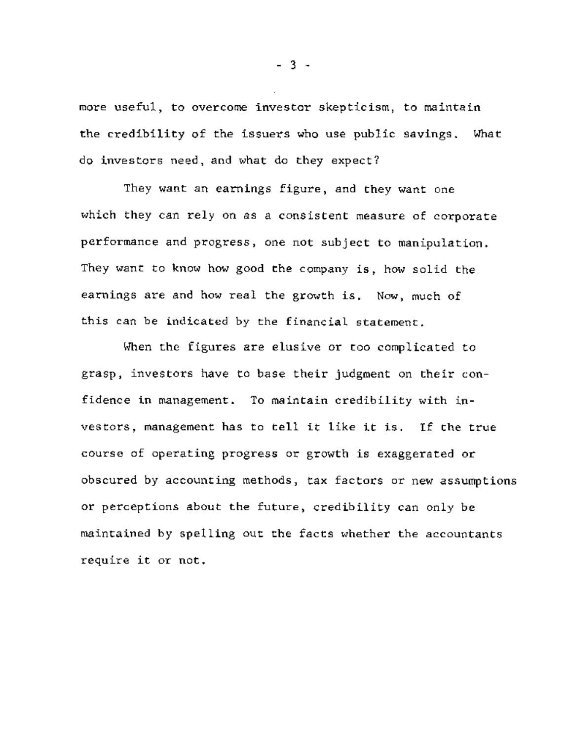more useful, to overcome investor skepticism, to maintain the credibility of the issuers who use public savings. What do investors need, and what do they expect?

They want an earnings figure, and they want one which they can rely on as a consistent measure of corporate performance and progress, one not subject to manipulation. They want to know how good the company is, how solid the earnings are and how real the growth is. Now, much of this can be indicated by the financial statement.

When the figures are elusive or too complicated to grasp, investors have to base their judgment on their confidence in management. To maintain credibility with investors, management has to tell it like it is. If the true course of operating progress or growth is exaggerated or obscured by accounting methods, tax factors or new assumptions or perceptions about the future, credibility can only be maintained by spelling out the facts whether the accountants require it or not.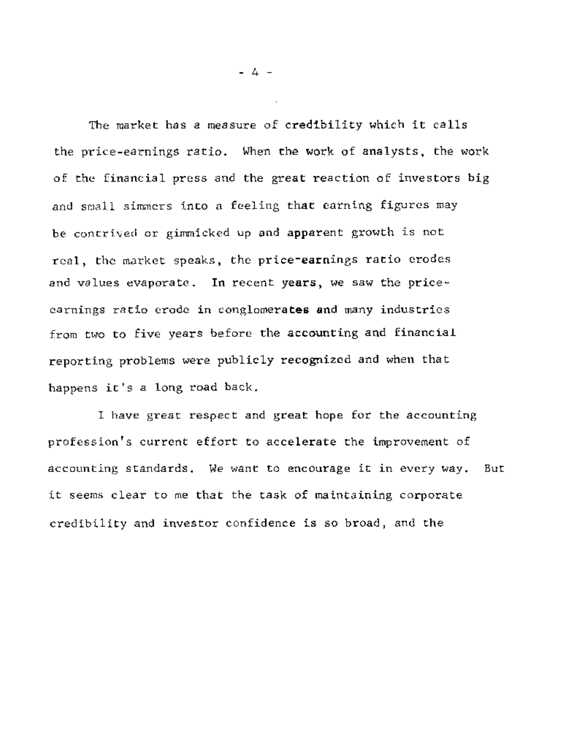The market has a measure of credibility which it calls the price-earnings ratio. When the work of analysts, the work of the financial press and the great reaction of investors big and small simmers into a feeling that earning figures may be contrived or gimmicked up and apparent growth is not real, the market speaks, the price-earnings ratio erodes and values evaporate. In recent years, we saw the price-earnings ratio erode in conglomerates and many industries from two to five years before the accounting and financial reporting problems were publicly recognized and when that happens it's a long road back.

I have great respect and great hope for the accounting profession's current effort to accelerate the improvement of accounting standards. We want to encourage it in every way. But it seems clear to me that the task of maintaining corporate credibility and investor confidence is so broad, and the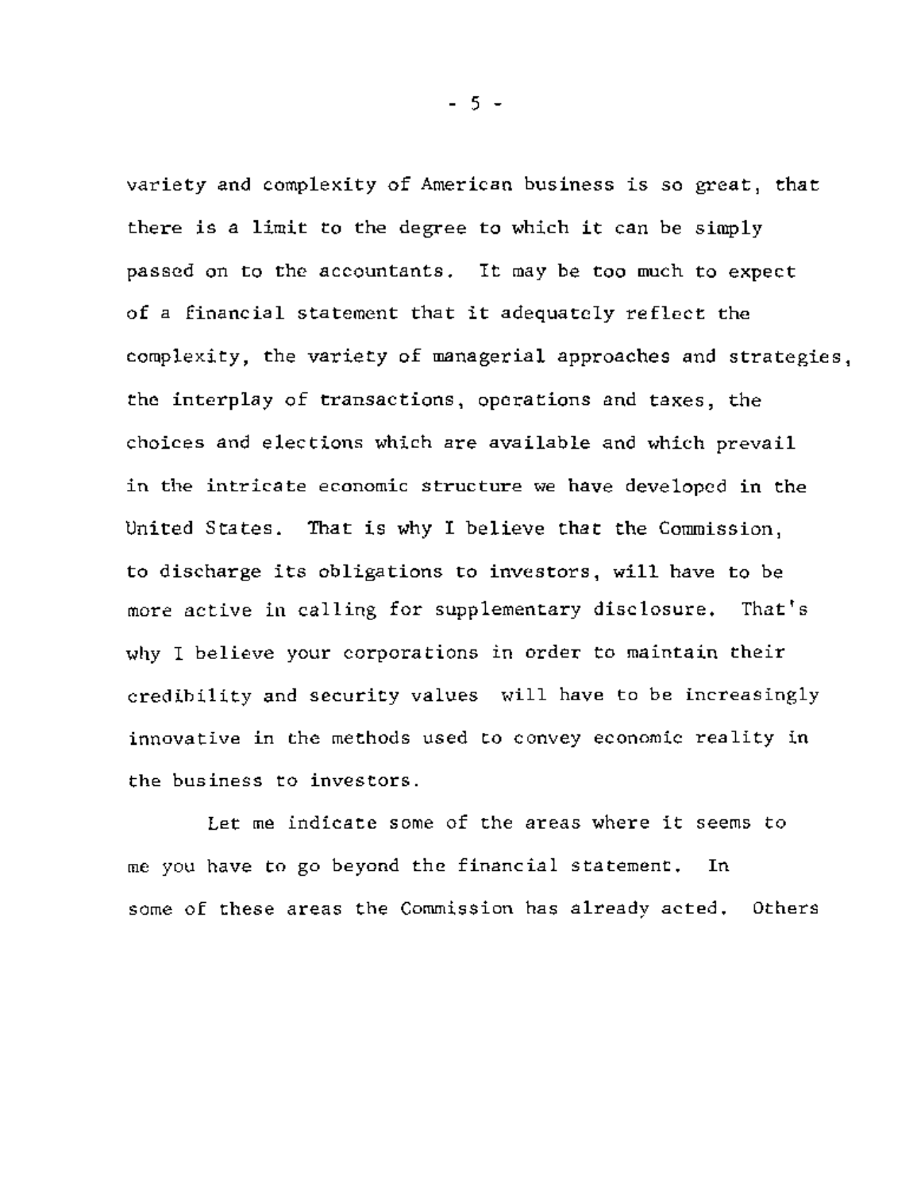variety and complexity of American business is so great, that there is a limit to the degree to which it can be simply passed on to the accountants. It may be too much to expect of a financial statement that it adequately reflect the complexity, the variety of managerial approaches and strategies, the interplay of transactions, operations and taxes, the choices and elections which are available and which prevail in the intricate economic structure we have developed in the United States. That is why I believe that the Commission, to discharge its obligations to investors, will have to be more active in calling for supplementary disclosure. That's why I believe your corporations in order to maintain their credibility and security values will have to be increasingly innovative in the methods used to convey economic reality in the business to investors.

Let me indicate some of the areas where it seems to me you have to go beyond the financial statement. In some of these areas the Commission has already acted. Others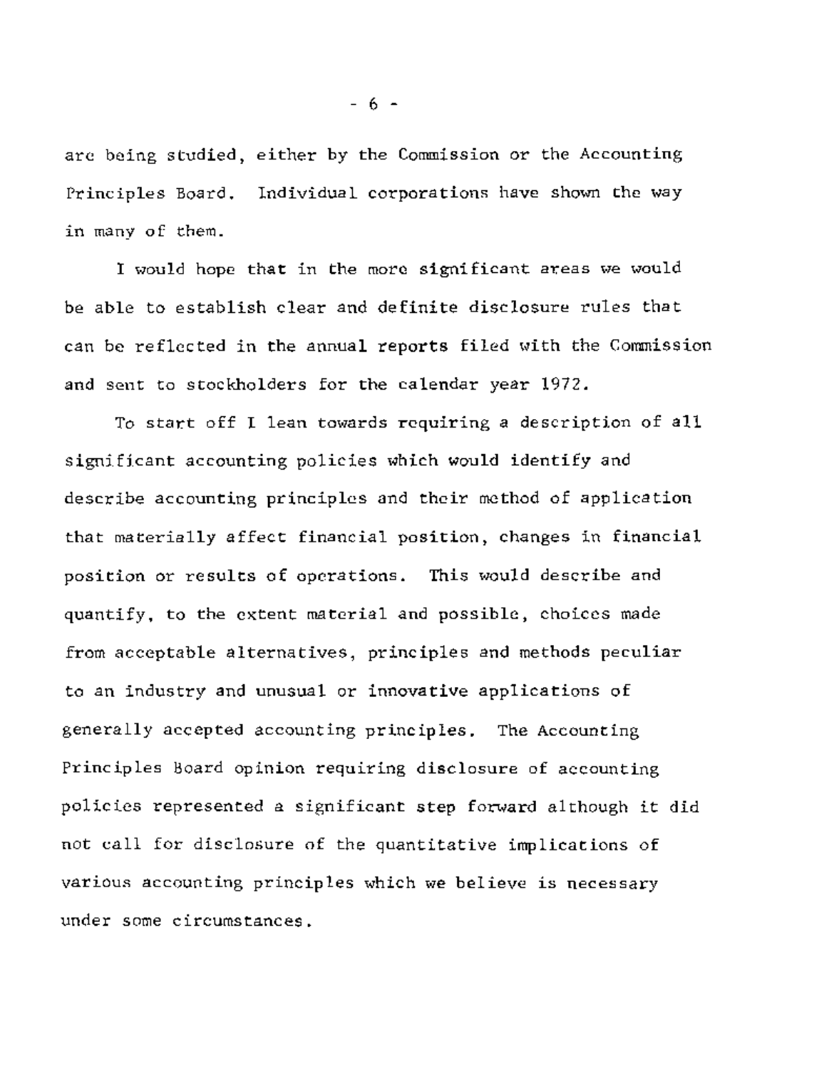are being studied, either by the Commission or the Accounting Principles Board. Individual corporations have shown the way in many of them.

I would hope that in the more significant areas we would be able to establish clear and definite disclosure rules that can be reflected in the annual reports filed with the Commission and sent to stockholders for the calendar year 1972.

To start off I lean towards requiring a description of all significant accounting policies which would identify and describe accounting principles and their method of application that materially affect financial position, changes in financial position or results of operations. This would describe and quantify, to the extent material and possible, choices made from acceptable alternatives, principles and methods peculiar to an industry and unusual or innovative applications of generally accepted accounting principles. The Accounting Principles Board opinion requiring disclosure of accounting policies represented a significant step forward although it did not call for disclosure of the quantitative implications of various accounting principles which we believe is necessary under some circumstances.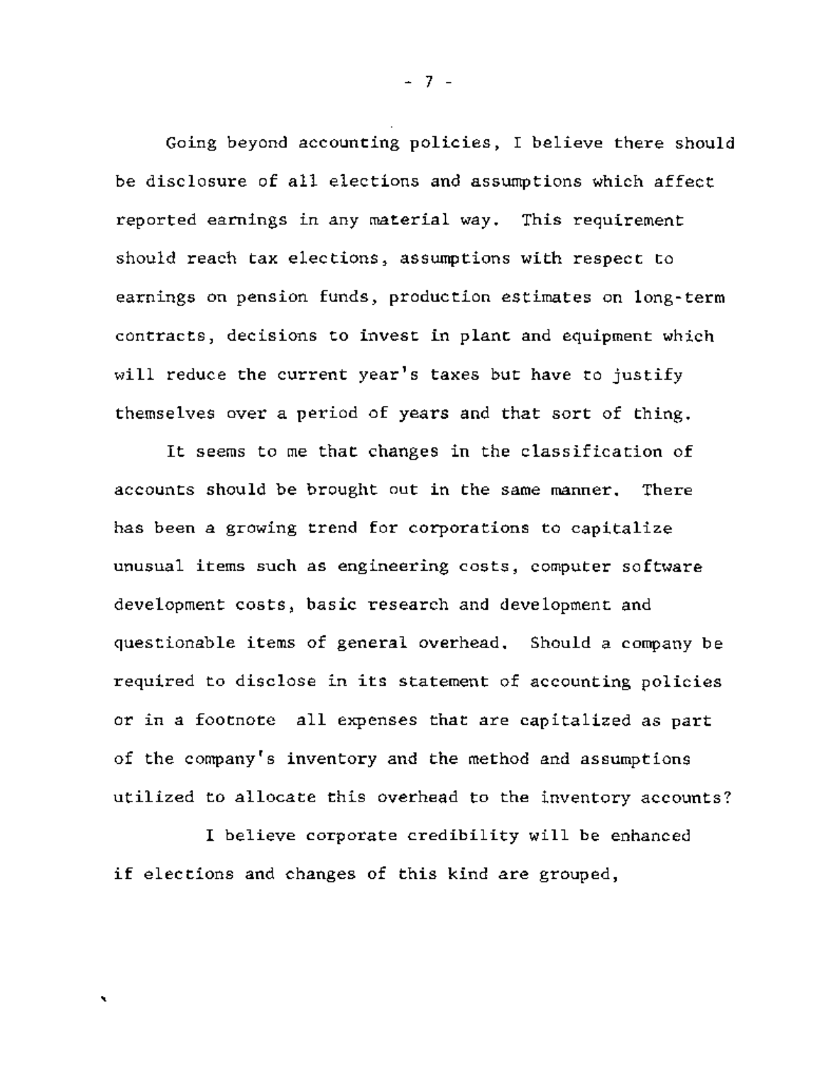Going beyond accounting policies, I believe there should be disclosure of all elections and assumptions which affect reported earnings in any material way. This requirement should reach tax elections, assumptions with respect to earnings on pension funds, production estimates on long-term contracts, decisions to invest in plant and equipment which will reduce the current year's taxes but have to justify themselves over a period of years and that sort of thing.

It seems to me that changes in the classification of accounts should be brought out in the same manner. There has been a growing trend for corporations to capitalize unusual items such as engineering costs, computer software development costs, basic research and development and questionable items of general overhead. Should a company be required to disclose in its statement of accounting policies or in a footnote all expenses that are capitalized as part of the company's inventory and the method and assumptions utilized to allocate this overhead to the inventory accounts?

I believe corporate credibility will be enhanced if elections and changes of this kind are grouped,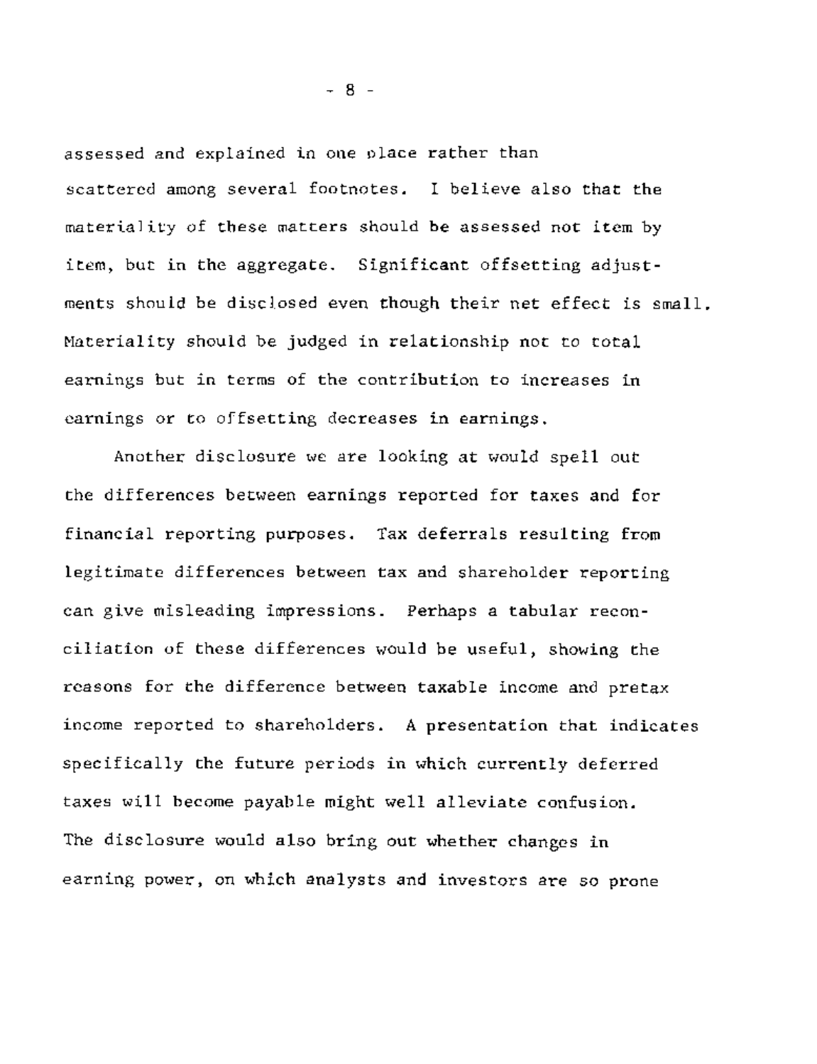assessed and explained in one place rather than scattered among several footnotes. I believe also that the materiality of these matters should be assessed not item by item, but in the aggregate. Significant offsetting adjustments should be disclosed even though their net effect is small. Materiality should be judged in relationship not to total earnings but in terms of the contribution to increases in earnings or to offsetting decreases in earnings.

Another disclosure we are looking at would spell out the differences between earnings reported for taxes and for financial reporting purposes. Tax deferrals resulting from legitimate differences between tax and shareholder reporting can give misleading impressions. Perhaps a tabular reconciliation of these differences would be useful, showing the reasons for the difference between taxable income and pretax income reported to shareholders. A presentation that indicates specifically the future periods in which currently deferred taxes will become payable might well alleviate confusion. The disclosure would also bring out whether changes in earning power, on which analysts and investors are so prone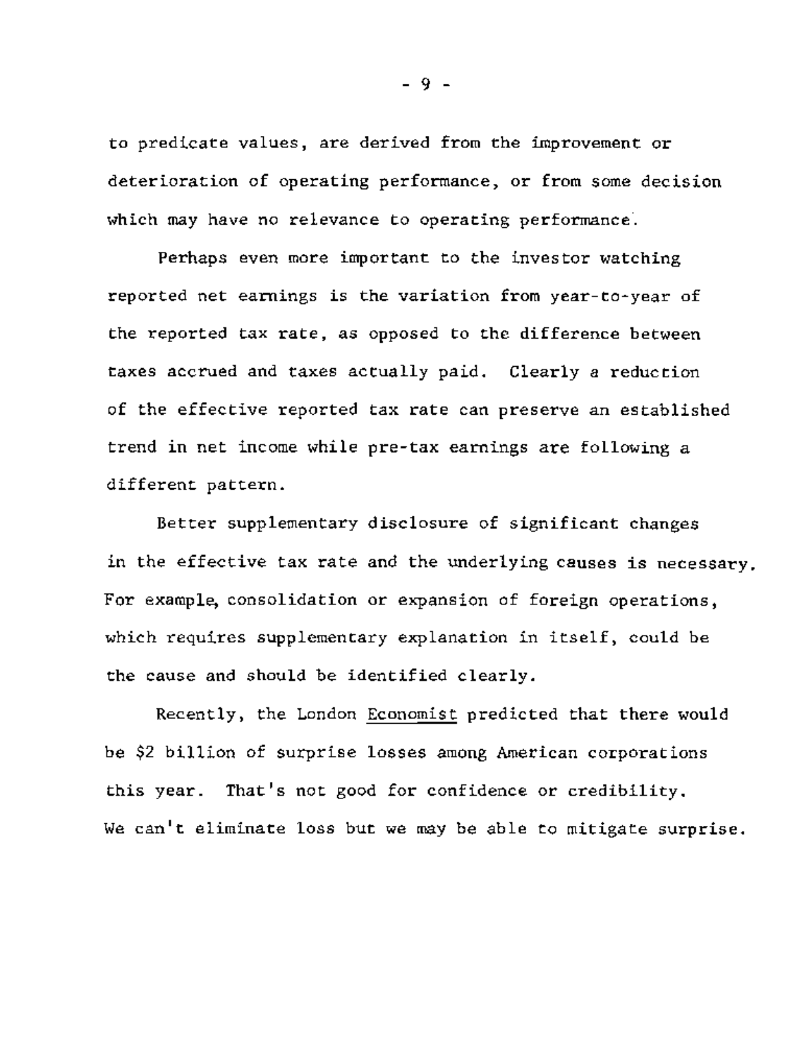to predicate values, are derived from the improvement or deterioration of operating performance, or from some decision which may have no relevance to operating performance.

Perhaps even more important to the investor watching reported net earnings is the variation from year-to-year of the reported tax rate, as opposed to the difference between taxes accrued and taxes actually paid. Clearly a reduction of the effective reported tax rate can preserve an established trend in net income while pre-tax earnings are following a different pattern.

Better supplementary disclosure of significant changes in the effective tax rate and the underlying causes is necessary. For example, consolidation or expansion of foreign operations, which requires supplementary explanation in itself, could be the cause and should be identified clearly.

Recently, the London Economist predicted that there would be $2 billion of surprise losses among American corporations this year. That's not good for confidence or credibility. We can't eliminate loss but we may be able to mitigate surprise.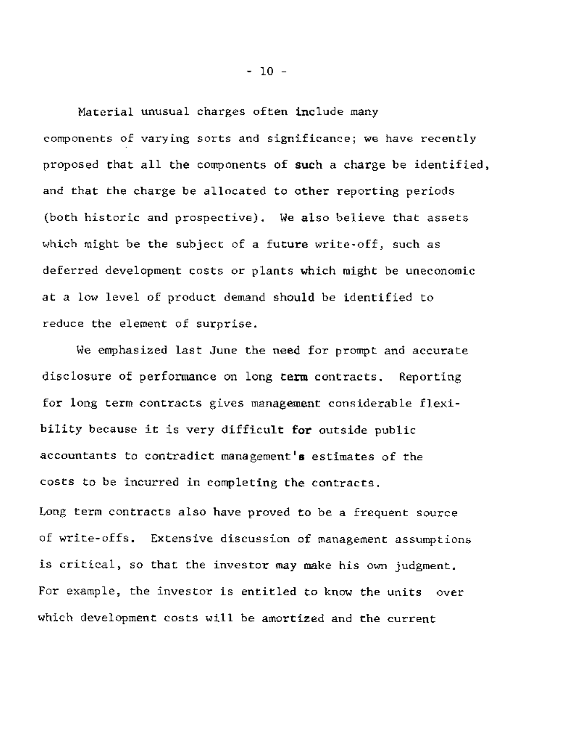Material unusual charges often include many components of varying sorts and significance; we have recently proposed that all the components of such a charge be identified, and that the charge be allocated to other reporting periods (both historic and prospective). We also believe that assets which might be the subject of a future write-off, such as deferred development costs or plants which might be uneconomic at a low level of product demand should be identified to reduce the element of surprise.

We emphasized last June the need for prompt and accurate disclosure of performance on long term contracts. Reporting for long term contracts gives management considerable flexibility because it is very difficult for outside public accountants to contradict management's estimates of the costs to be incurred in completing the contracts. Long term contracts also have proved to be a frequent source of write-offs. Extensive discussion of management assumptions is critical, so that the investor may make his own judgment. For example, the investor is entitled to know the units over which development costs will be amortized and the current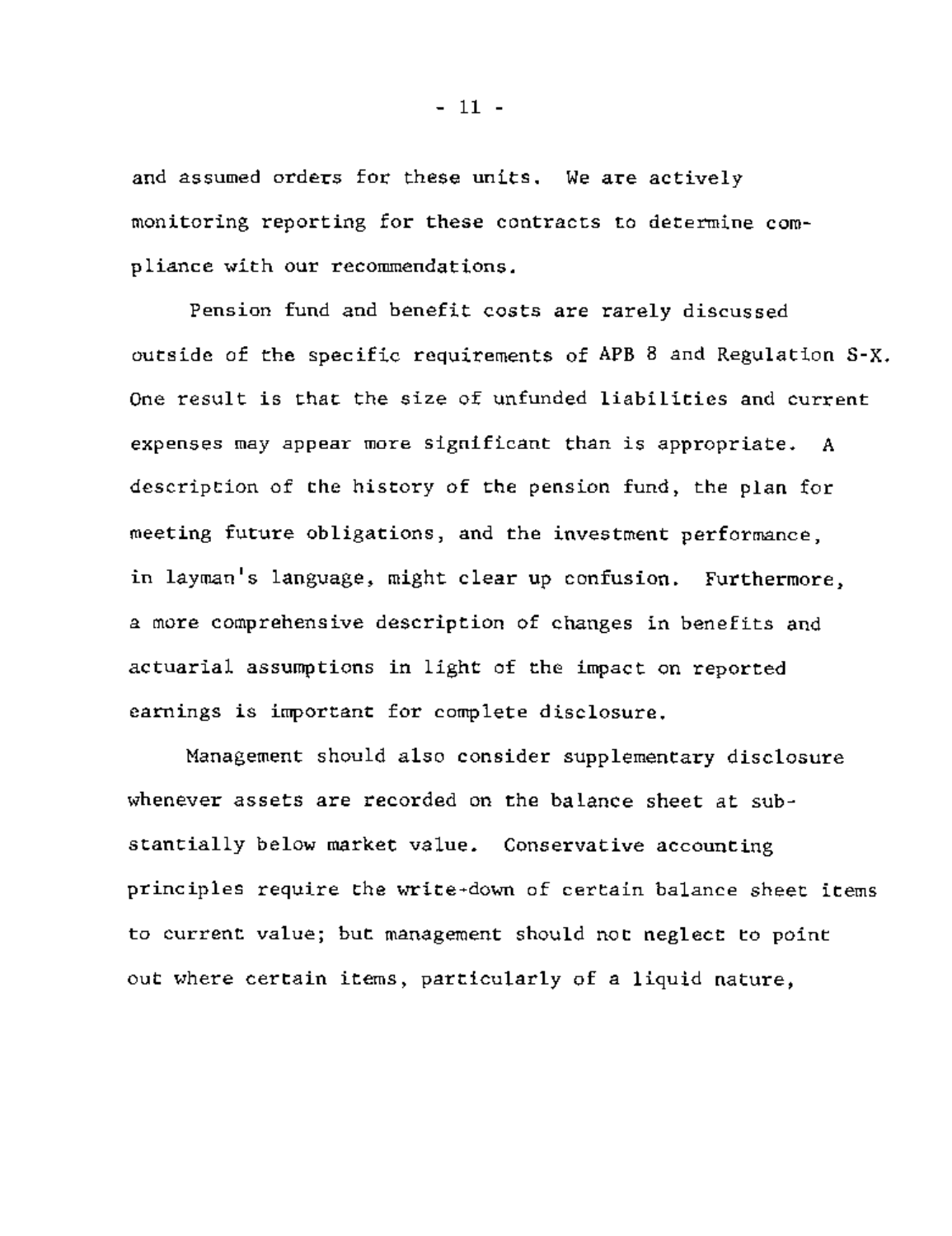and assumed orders for these units. We are actively monitoring reporting for these contracts to determine compliance with our recommendations.

Pension fund and benefit costs are rarely discussed outside of the specific requirements of APB 8 and Regulation S-X. One result is that the size of unfunded liabilities and current expenses may appear more significant than is appropriate. A description of the history of the pension fund, the plan for meeting future obligations, and the investment performance, in layman's language, might clear up confusion. Furthermore, a more comprehensive description of changes in benefits and actuarial assumptions in light of the impact on reported earnings is important for complete disclosure.

Management should also consider supplementary disclosure whenever assets are recorded on the balance sheet at substantially below market value. Conservative accounting principles require the write-down of certain balance sheet items to current value; but management should not neglect to point out where certain items, particularly of a liquid nature,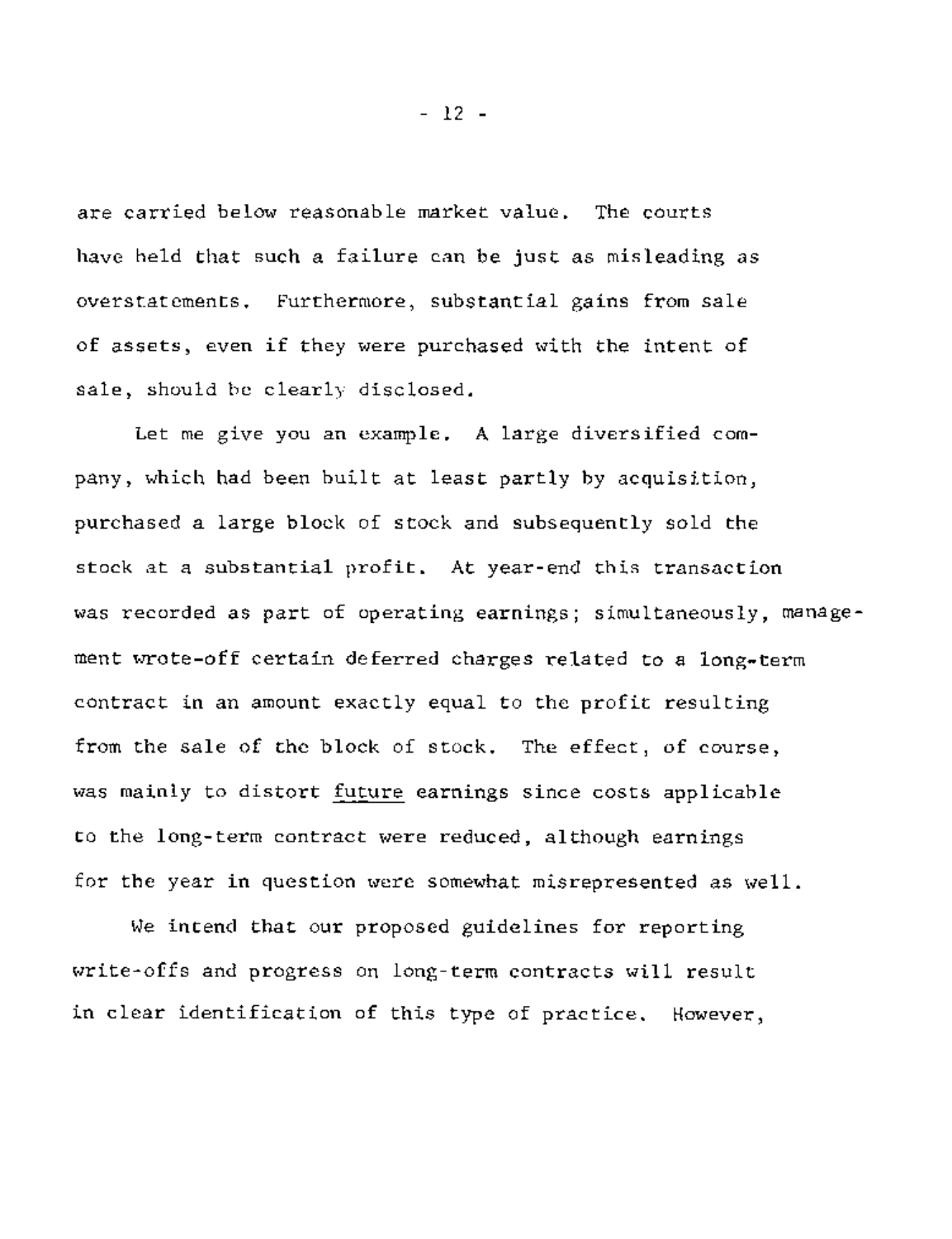are carried below reasonable market value. The courts have held that such a failure can be just as misleading as overstatements. Furthermore, substantial gains from sale of assets, even if they were purchased with the intent of sale, should be clearly disclosed.

Let me give you an example. A large diversified company, which had been built at least partly by acquisition, purchased a large block of stock and subsequently sold the stock at a substantial profit. At year-end this transaction was recorded as part of operating earnings; simultaneously, management wrote-off certain deferred charges related to a long-term contract in an amount exactly equal to the profit resulting from the sale of the block of stock. The effect, of course, was mainly to distort <u>future</u> earnings since costs applicable to the long-term contract were reduced, although earnings for the year in question were somewhat misrepresented as well.

We intend that our proposed guidelines for reporting write-offs and progress on long-term contracts will result in clear identification of this type of practice. However,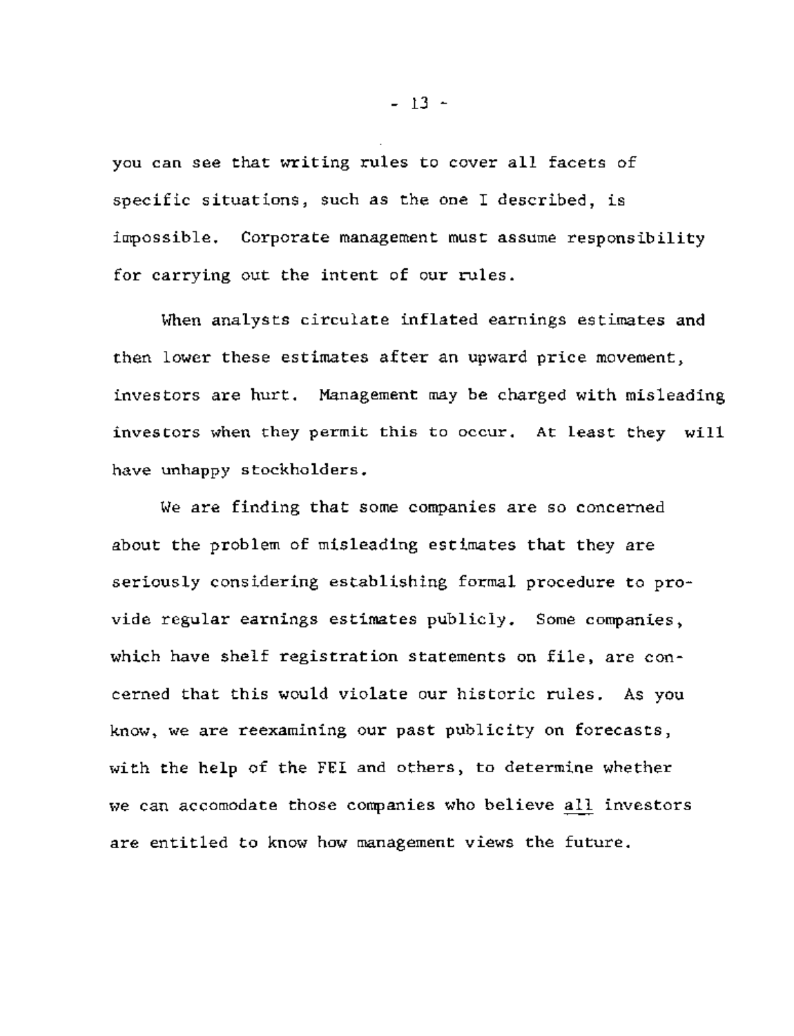you can see that writing rules to cover all facets of specific situations, such as the one I described, is impossible. Corporate management must assume responsibility for carrying out the intent of our rules.

When analysts circulate inflated earnings estimates and then lower these estimates after an upward price movement, investors are hurt. Management may be charged with misleading investors when they permit this to occur. At least they will have unhappy stockholders.

We are finding that some companies are so concerned about the problem of misleading estimates that they are seriously considering establishing formal procedure to provide regular earnings estimates publicly. Some companies, which have shelf registration statements on file, are concerned that this would violate our historic rules. As you know, we are reexamining our past publicity on forecasts, with the help of the FEI and others, to determine whether we can accomodate those companies who believe <u>all</u> investors are entitled to know how management views the future.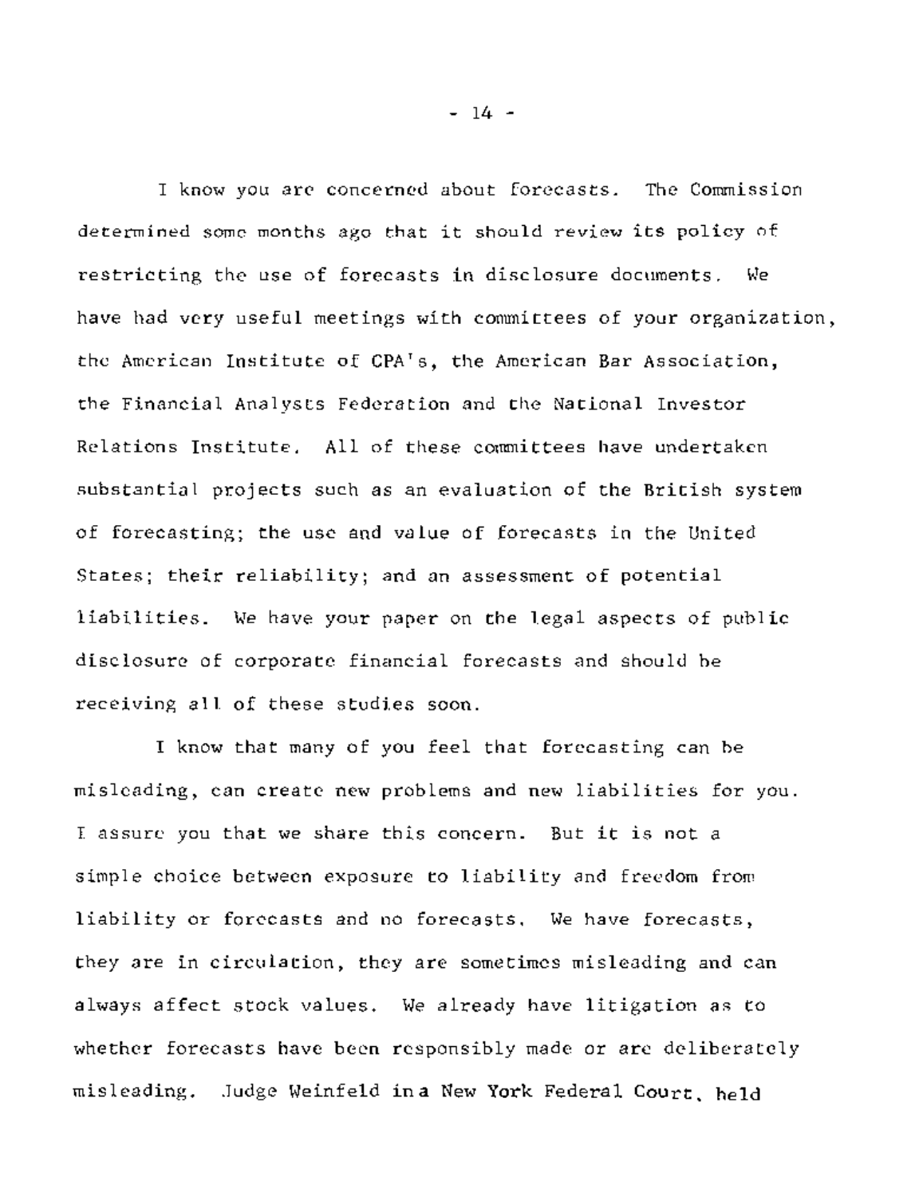I know you are concerned about forecasts. The Commission determined some months ago that it should review its policy of restricting the use of forecasts in disclosure documents. We have had very useful meetings with committees of your organization, the American Institute of CPA's, the American Bar Association, the Financial Analysts Federation and the National Investor Relations Institute. All of these committees have undertaken substantial projects such as an evaluation of the British system of forecasting; the use and value of forecasts in the United States; their reliability; and an assessment of potential liabilities. We have your paper on the legal aspects of public disclosure of corporate financial forecasts and should be receiving all of these studies soon.

I know that many of you feel that forecasting can be misleading, can create new problems and new liabilities for you. I assure you that we share this concern. But it is not a simple choice between exposure to liability and freedom from liability or forecasts and no forecasts. We have forecasts, they are in circulation, they are sometimes misleading and can always affect stock values. We already have litigation as to whether forecasts have been responsibly made or are deliberately misleading. Judge Weinfeld in a New York Federal Court, held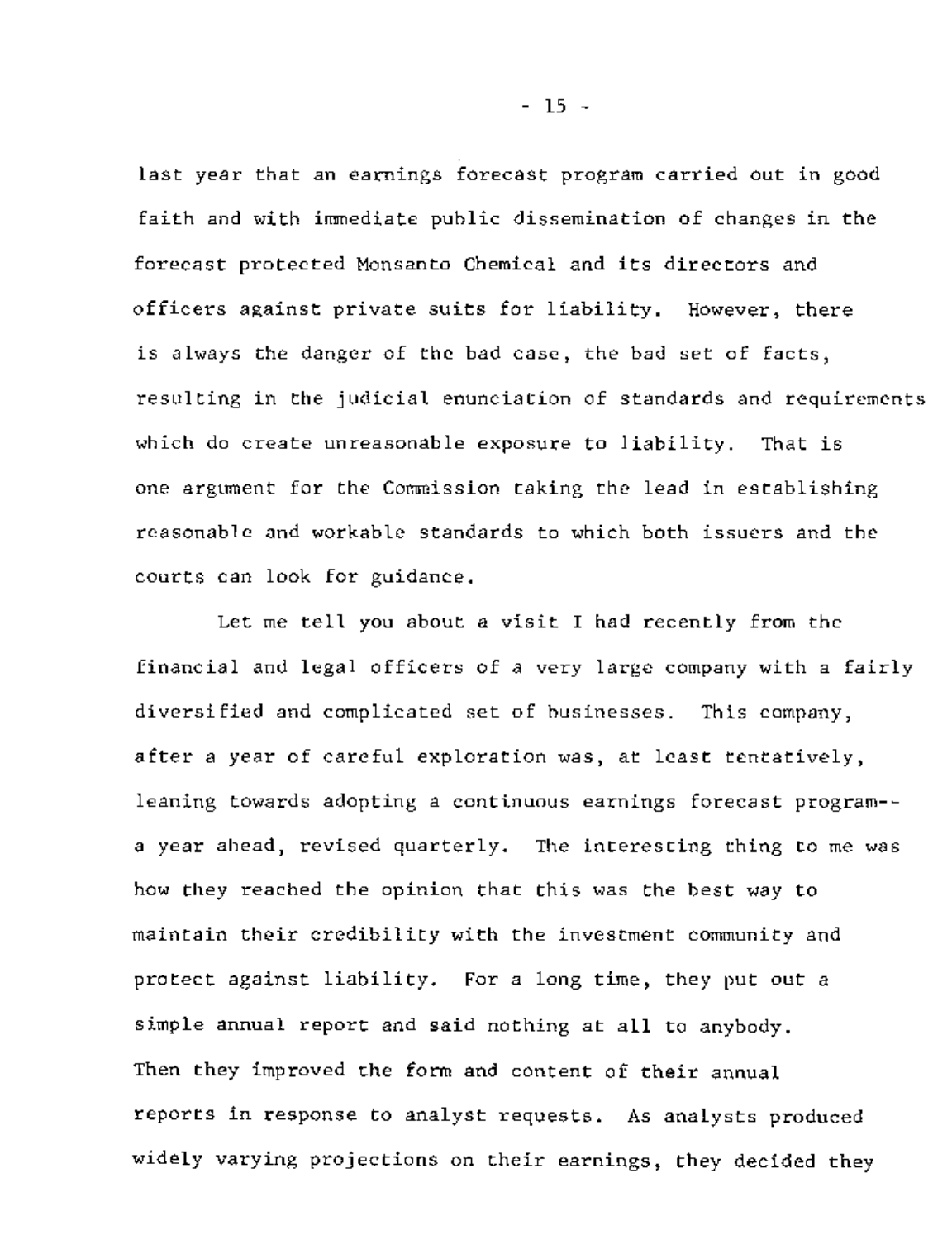last year that an earnings forecast program carried out in good faith and with immediate public dissemination of changes in the forecast protected Monsanto Chemical and its directors and officers against private suits for liability. However, there is always the danger of the bad case, the bad set of facts, resulting in the judicial enunciation of standards and requirements which do create unreasonable exposure to liability. That is one argument for the Commission taking the lead in establishing reasonable and workable standards to which both issuers and the courts can look for guidance.

Let me tell you about a visit I had recently from the financial and legal officers of a very large company with a fairly diversified and complicated set of businesses. This company, after a year of careful exploration was, at least tentatively, leaning towards adopting a continuous earnings forecast program--a year ahead, revised quarterly. The interesting thing to me was how they reached the opinion that this was the best way to maintain their credibility with the investment community and protect against liability. For a long time, they put out a simple annual report and said nothing at all to anybody. Then they improved the form and content of their annual reports in response to analyst requests. As analysts produced widely varying projections on their earnings, they decided they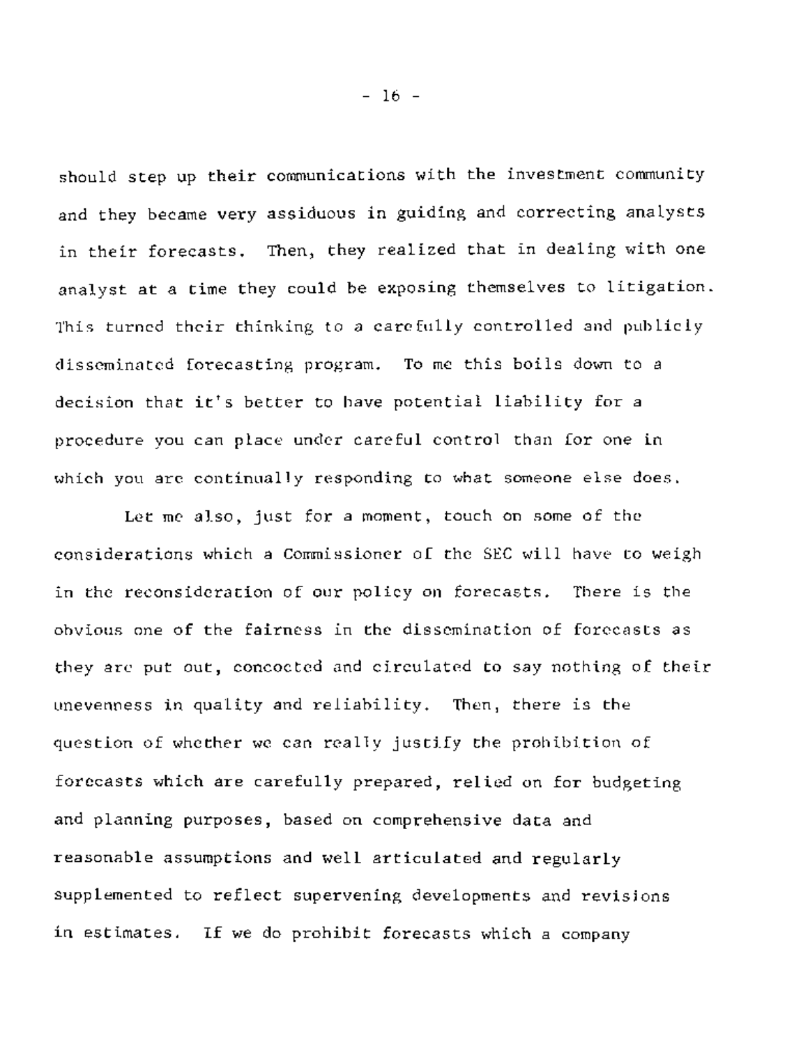should step up their communications with the investment community and they became very assiduous in guiding and correcting analysts in their forecasts. Then, they realized that in dealing with one analyst at a time they could be exposing themselves to litigation. This turned their thinking to a carefully controlled and publicly disseminated forecasting program. To me this boils down to a decision that it's better to have potential liability for a procedure you can place under careful control than for one in which you are continually responding to what someone else does.

Let me also, just for a moment, touch on some of the considerations which a Commissioner of the SEC will have to weigh in the reconsideration of our policy on forecasts. There is the obvious one of the fairness in the dissemination of forecasts as they are put out, concocted and circulated to say nothing of their unevenness in quality and reliability. Then, there is the question of whether we can really justify the prohibition of forecasts which are carefully prepared, relied on for budgeting and planning purposes, based on comprehensive data and reasonable assumptions and well articulated and regularly supplemented to reflect supervening developments and revisions in estimates. If we do prohibit forecasts which a company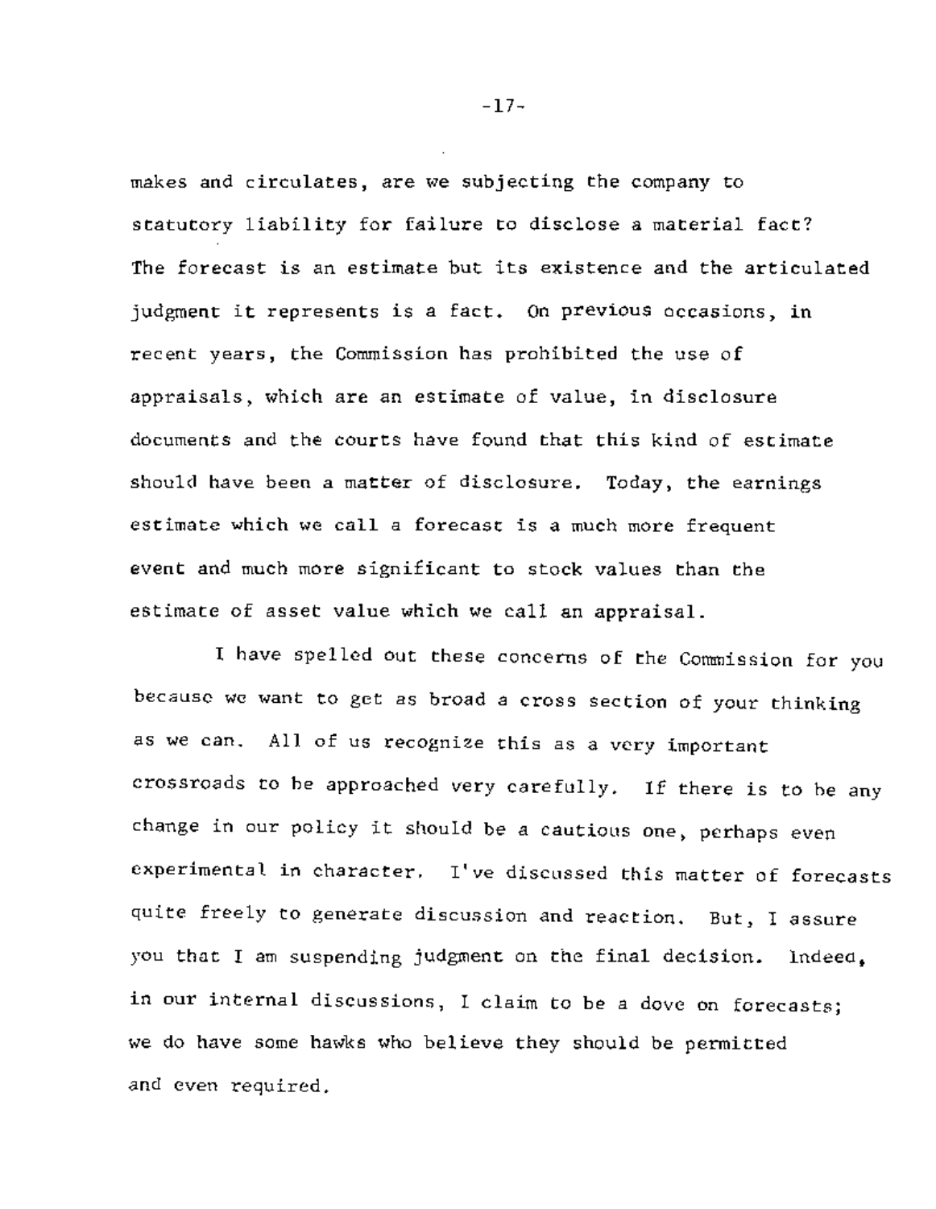makes and circulates, are we subjecting the company to statutory liability for failure to disclose a material fact? The forecast is an estimate but its existence and the articulated judgment it represents is a fact. On previous occasions, in recent years, the Commission has prohibited the use of appraisals, which are an estimate of value, in disclosure documents and the courts have found that this kind of estimate should have been a matter of disclosure. Today, the earnings estimate which we call a forecast is a much more frequent event and much more significant to stock values than the estimate of asset value which we call an appraisal.

I have spelled out these concerns of the Commission for you because we want to get as broad a cross section of your thinking as we can. All of us recognize this as a very important crossroads to be approached very carefully. If there is to be any change in our policy it should be a cautious one, perhaps even experimental in character. I've discussed this matter of forecasts quite freely to generate discussion and reaction. But, I assure you that I am suspending judgment on the final decision. Indeed, in our internal discussions, I claim to be a dove on forecasts; we do have some hawks who believe they should be permitted and even required.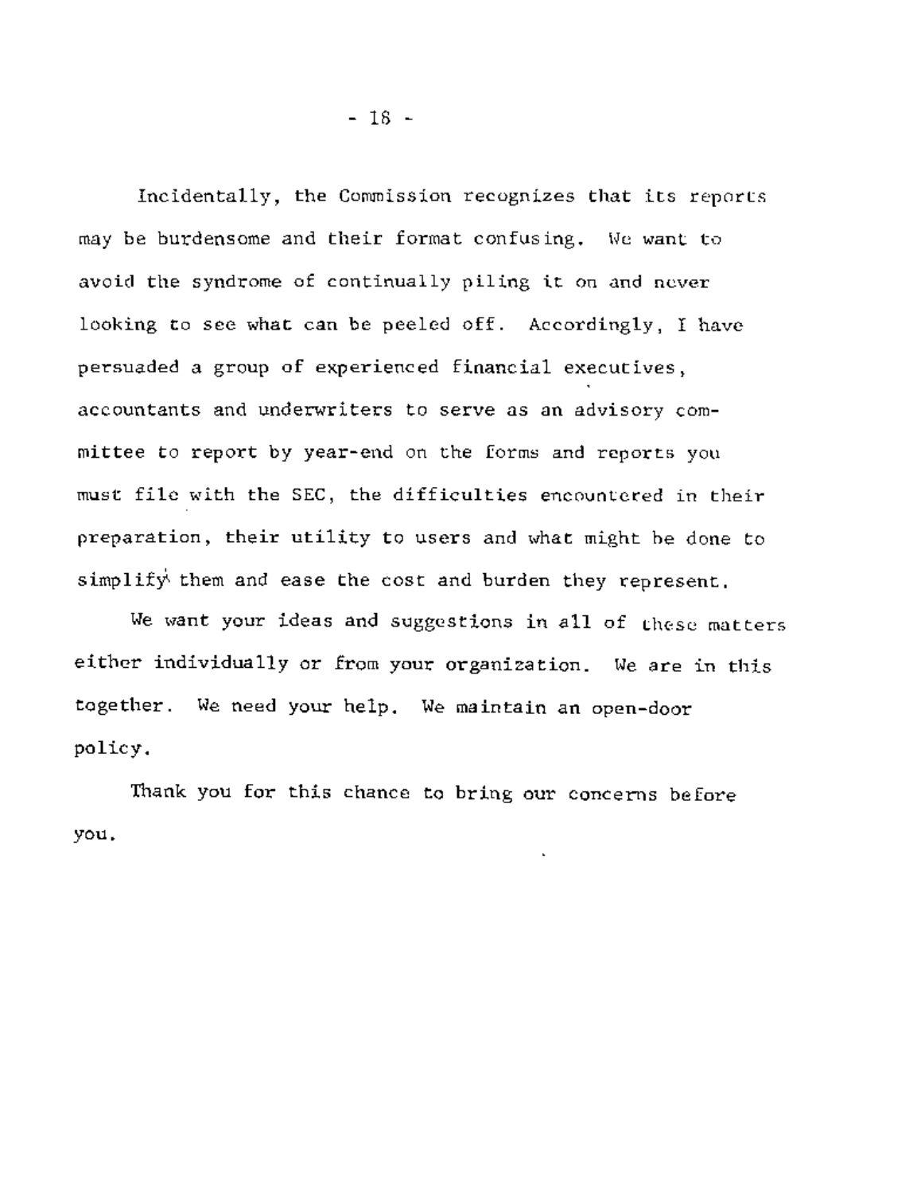Incidentally, the Commission recognizes that its reports may be burdensome and their format confusing. We want to avoid the syndrome of continually piling it on and never looking to see what can be peeled off. Accordingly, I have persuaded a group of experienced financial executives, accountants and underwriters to serve as an advisory committee to report by year-end on the forms and reports you must file with the SEC, the difficulties encountered in their preparation, their utility to users and what might be done to simplify them and ease the cost and burden they represent.

We want your ideas and suggestions in all of these matters either individually or from your organization. We are in this together. We need your help. We maintain an open-door policy.

Thank you for this chance to bring our concerns before you.